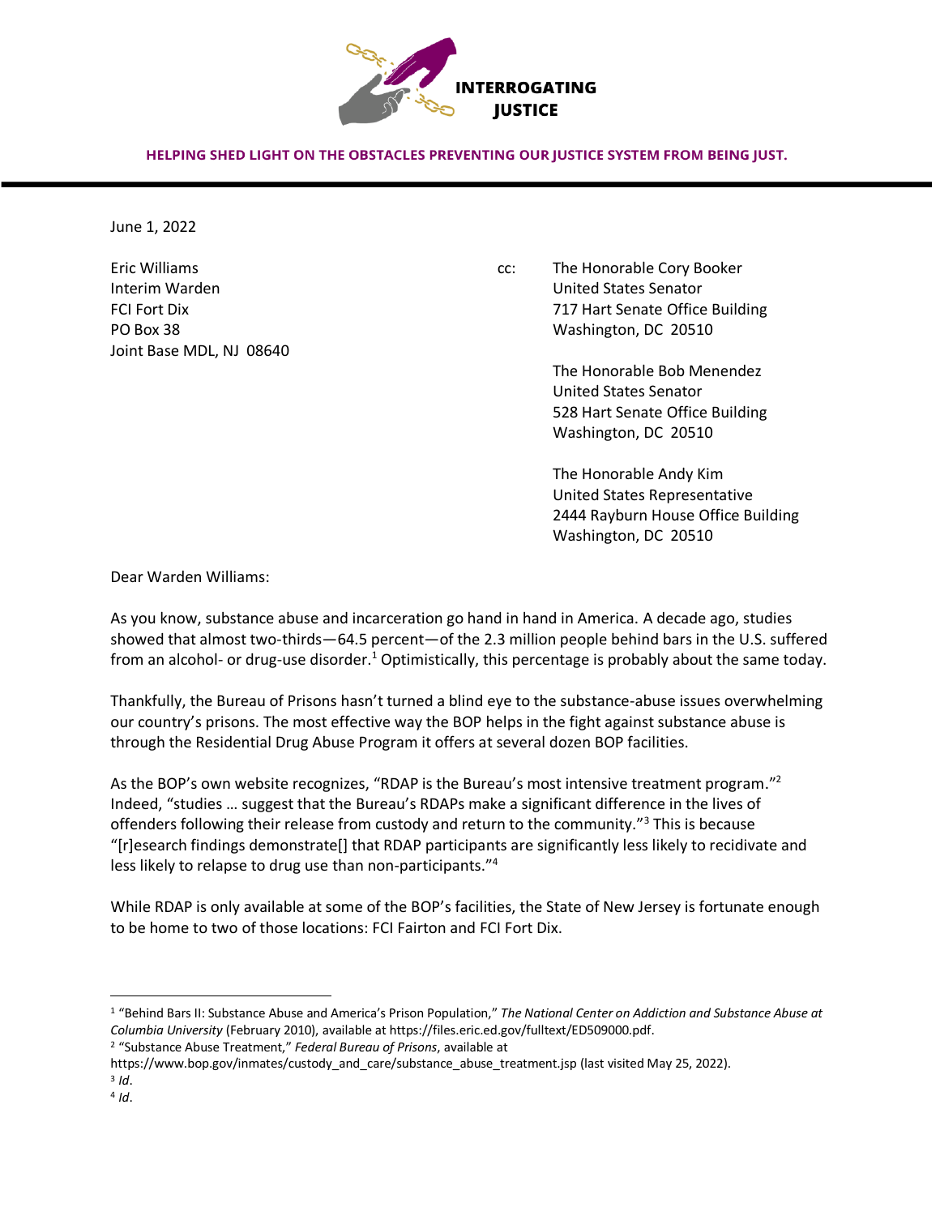**INTERROGATING JUSTICE**

**HELPING SHED LIGHT ON THE OBSTACLES PREVENTING OUR JUSTICE SYSTEM FROM BEING JUST.**

June 1, 2022

Eric Williams
Interim Warden
FCI Fort Dix
PO Box 38
Joint Base MDL, NJ 08640

cc:

The Honorable Cory Booker
United States Senator
717 Hart Senate Office Building
Washington, DC 20510

The Honorable Bob Menendez
United States Senator
528 Hart Senate Office Building
Washington, DC 20510

The Honorable Andy Kim
United States Representative
2444 Rayburn House Office Building
Washington, DC 20510

Dear Warden Williams:

As you know, substance abuse and incarceration go hand in hand in America. A decade ago, studies showed that almost two-thirds—64.5 percent—of the 2.3 million people behind bars in the U.S. suffered from an alcohol- or drug-use disorder.[1] Optimistically, this percentage is probably about the same today.

Thankfully, the Bureau of Prisons hasn't turned a blind eye to the substance-abuse issues overwhelming our country's prisons. The most effective way the BOP helps in the fight against substance abuse is through the Residential Drug Abuse Program it offers at several dozen BOP facilities.

As the BOP's own website recognizes, "RDAP is the Bureau's most intensive treatment program."[2] Indeed, "studies … suggest that the Bureau's RDAPs make a significant difference in the lives of offenders following their release from custody and return to the community."[3] This is because "[r]esearch findings demonstrate[] that RDAP participants are significantly less likely to recidivate and less likely to relapse to drug use than non-participants."[4]

While RDAP is only available at some of the BOP's facilities, the State of New Jersey is fortunate enough to be home to two of those locations: FCI Fairton and FCI Fort Dix.

---

[1] "Behind Bars II: Substance Abuse and America's Prison Population," *The National Center on Addiction and Substance Abuse at Columbia University* (February 2010), available at https://files.eric.ed.gov/fulltext/ED509000.pdf.

[2] "Substance Abuse Treatment," *Federal Bureau of Prisons*, available at https://www.bop.gov/inmates/custody_and_care/substance_abuse_treatment.jsp (last visited May 25, 2022).

[3] *Id*.

[4] *Id*.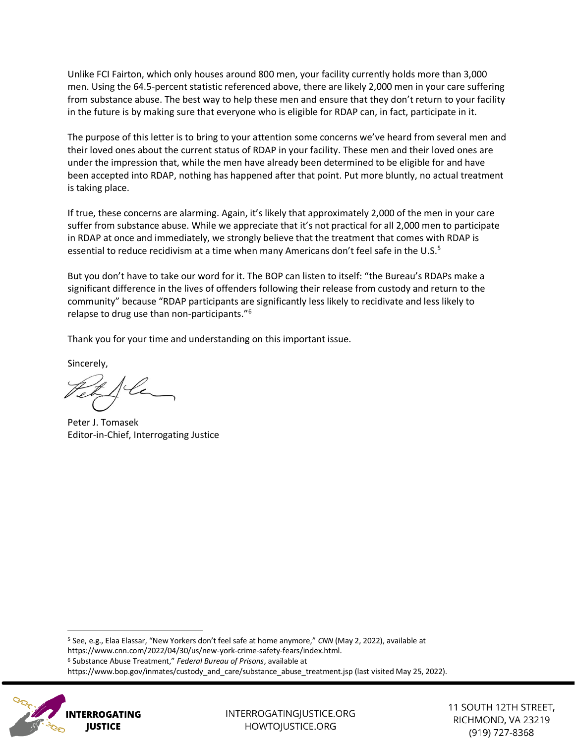Unlike FCI Fairton, which only houses around 800 men, your facility currently holds more than 3,000 men. Using the 64.5-percent statistic referenced above, there are likely 2,000 men in your care suffering from substance abuse. The best way to help these men and ensure that they don't return to your facility in the future is by making sure that everyone who is eligible for RDAP can, in fact, participate in it.

The purpose of this letter is to bring to your attention some concerns we've heard from several men and their loved ones about the current status of RDAP in your facility. These men and their loved ones are under the impression that, while the men have already been determined to be eligible for and have been accepted into RDAP, nothing has happened after that point. Put more bluntly, no actual treatment is taking place.

If true, these concerns are alarming. Again, it's likely that approximately 2,000 of the men in your care suffer from substance abuse. While we appreciate that it's not practical for all 2,000 men to participate in RDAP at once and immediately, we strongly believe that the treatment that comes with RDAP is essential to reduce recidivism at a time when many Americans don't feel safe in the U.S.[5]

But you don't have to take our word for it. The BOP can listen to itself: "the Bureau's RDAPs make a significant difference in the lives of offenders following their release from custody and return to the community" because "RDAP participants are significantly less likely to recidivate and less likely to relapse to drug use than non-participants."[6]

Thank you for your time and understanding on this important issue.

Sincerely,

Peter J. Tomasek
Editor-in-Chief, Interrogating Justice

---

[5] See, e.g., Elaa Elassar, "New Yorkers don't feel safe at home anymore," *CNN* (May 2, 2022), available at https://www.cnn.com/2022/04/30/us/new-york-crime-safety-fears/index.html.

[6] Substance Abuse Treatment," *Federal Bureau of Prisons*, available at https://www.bop.gov/inmates/custody_and_care/substance_abuse_treatment.jsp (last visited May 25, 2022).

INTERROGATING JUSTICE

INTERROGATINGJUSTICE.ORG
HOWTOJUSTICE.ORG

11 SOUTH 12TH STREET,
RICHMOND, VA 23219
(919) 727-8368